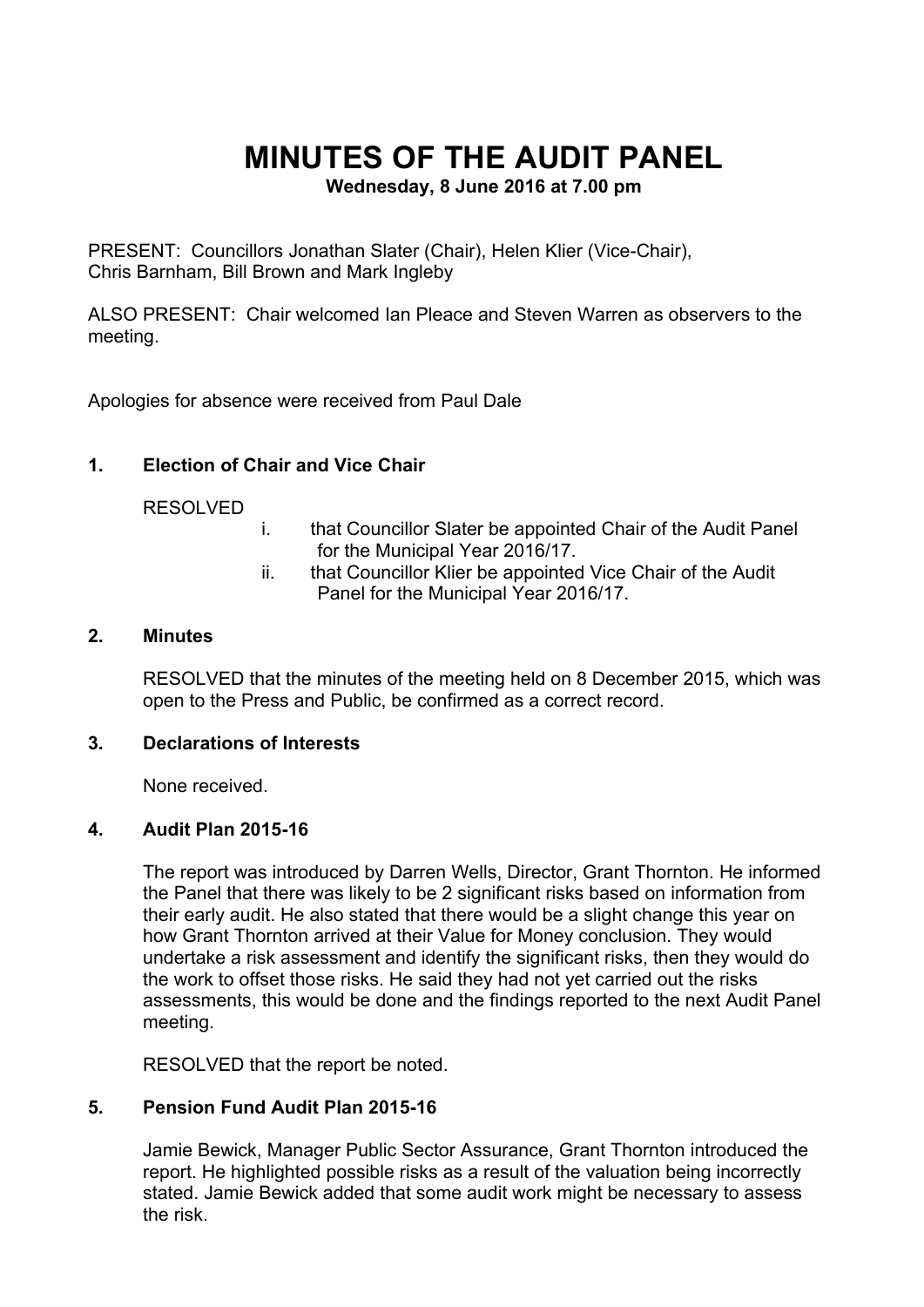# MINUTES OF THE AUDIT PANEL

**Wednesday, 8 June 2016 at 7.00 pm**

PRESENT: Councillors Jonathan Slater (Chair), Helen Klier (Vice-Chair), Chris Barnham, Bill Brown and Mark Ingleby

ALSO PRESENT: Chair welcomed Ian Pleace and Steven Warren as observers to the meeting.

Apologies for absence were received from Paul Dale

## 1. Election of Chair and Vice Chair

RESOLVED

i. that Councillor Slater be appointed Chair of the Audit Panel for the Municipal Year 2016/17.

ii. that Councillor Klier be appointed Vice Chair of the Audit Panel for the Municipal Year 2016/17.

## 2. Minutes

RESOLVED that the minutes of the meeting held on 8 December 2015, which was open to the Press and Public, be confirmed as a correct record.

## 3. Declarations of Interests

None received.

## 4. Audit Plan 2015-16

The report was introduced by Darren Wells, Director, Grant Thornton. He informed the Panel that there was likely to be 2 significant risks based on information from their early audit. He also stated that there would be a slight change this year on how Grant Thornton arrived at their Value for Money conclusion. They would undertake a risk assessment and identify the significant risks, then they would do the work to offset those risks. He said they had not yet carried out the risks assessments, this would be done and the findings reported to the next Audit Panel meeting.

RESOLVED that the report be noted.

## 5. Pension Fund Audit Plan 2015-16

Jamie Bewick, Manager Public Sector Assurance, Grant Thornton introduced the report. He highlighted possible risks as a result of the valuation being incorrectly stated. Jamie Bewick added that some audit work might be necessary to assess the risk.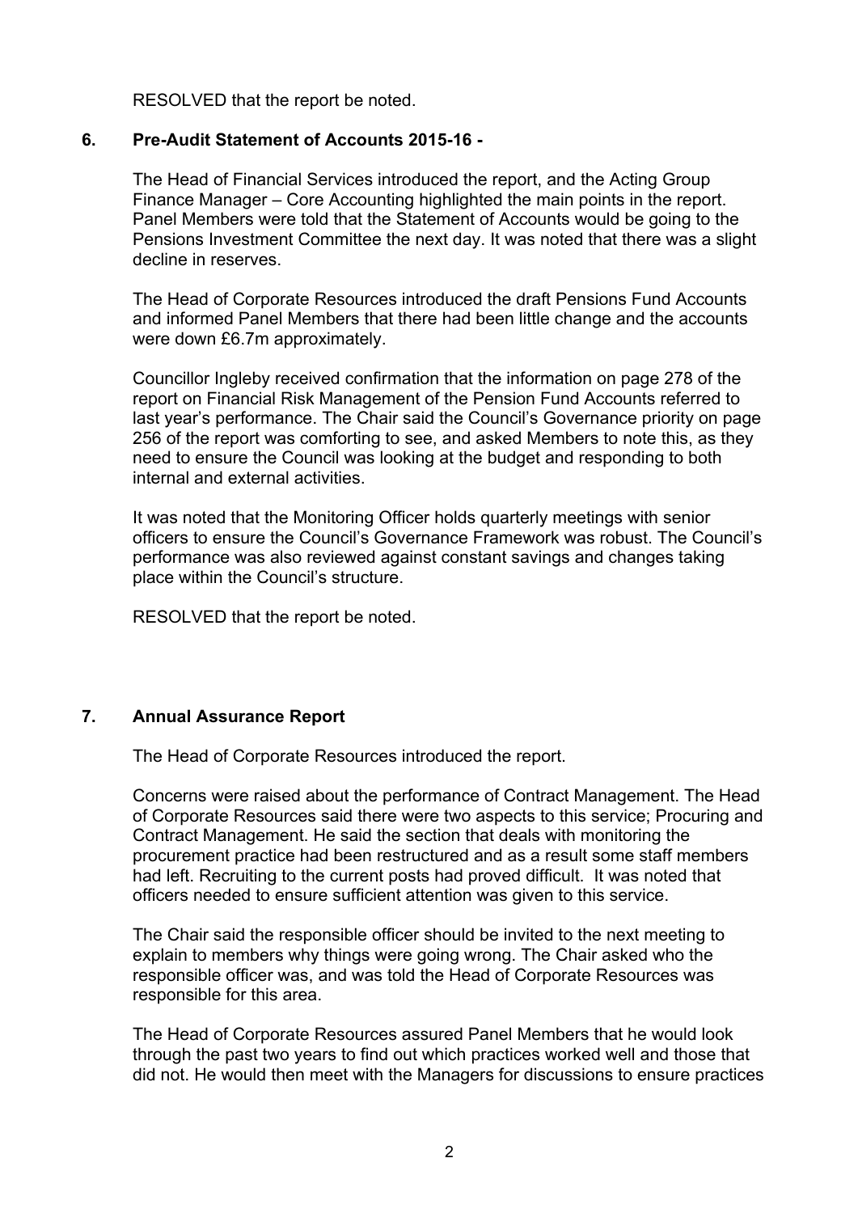RESOLVED that the report be noted.

## 6. Pre-Audit Statement of Accounts 2015-16 -

The Head of Financial Services introduced the report, and the Acting Group Finance Manager – Core Accounting highlighted the main points in the report. Panel Members were told that the Statement of Accounts would be going to the Pensions Investment Committee the next day. It was noted that there was a slight decline in reserves.

The Head of Corporate Resources introduced the draft Pensions Fund Accounts and informed Panel Members that there had been little change and the accounts were down £6.7m approximately.

Councillor Ingleby received confirmation that the information on page 278 of the report on Financial Risk Management of the Pension Fund Accounts referred to last year's performance. The Chair said the Council's Governance priority on page 256 of the report was comforting to see, and asked Members to note this, as they need to ensure the Council was looking at the budget and responding to both internal and external activities.

It was noted that the Monitoring Officer holds quarterly meetings with senior officers to ensure the Council's Governance Framework was robust. The Council's performance was also reviewed against constant savings and changes taking place within the Council's structure.

RESOLVED that the report be noted.

## 7. Annual Assurance Report

The Head of Corporate Resources introduced the report.

Concerns were raised about the performance of Contract Management. The Head of Corporate Resources said there were two aspects to this service; Procuring and Contract Management. He said the section that deals with monitoring the procurement practice had been restructured and as a result some staff members had left. Recruiting to the current posts had proved difficult. It was noted that officers needed to ensure sufficient attention was given to this service.

The Chair said the responsible officer should be invited to the next meeting to explain to members why things were going wrong. The Chair asked who the responsible officer was, and was told the Head of Corporate Resources was responsible for this area.

The Head of Corporate Resources assured Panel Members that he would look through the past two years to find out which practices worked well and those that did not. He would then meet with the Managers for discussions to ensure practices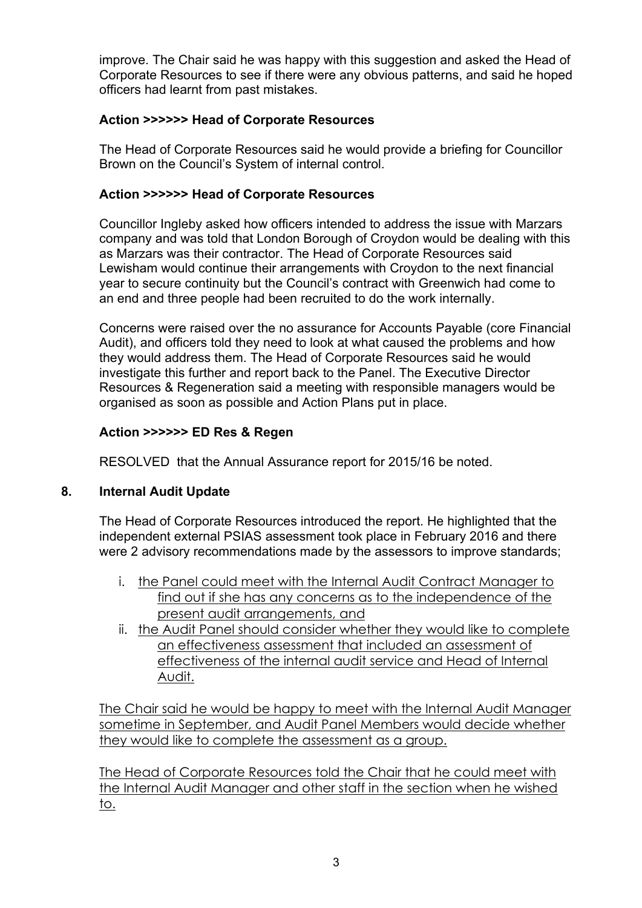improve. The Chair said he was happy with this suggestion and asked the Head of Corporate Resources to see if there were any obvious patterns, and said he hoped officers had learnt from past mistakes.

**Action >>>>>> Head of Corporate Resources**

The Head of Corporate Resources said he would provide a briefing for Councillor Brown on the Council's System of internal control.

**Action >>>>>> Head of Corporate Resources**

Councillor Ingleby asked how officers intended to address the issue with Marzars company and was told that London Borough of Croydon would be dealing with this as Marzars was their contractor. The Head of Corporate Resources said Lewisham would continue their arrangements with Croydon to the next financial year to secure continuity but the Council's contract with Greenwich had come to an end and three people had been recruited to do the work internally.

Concerns were raised over the no assurance for Accounts Payable (core Financial Audit), and officers told they need to look at what caused the problems and how they would address them. The Head of Corporate Resources said he would investigate this further and report back to the Panel. The Executive Director Resources & Regeneration said a meeting with responsible managers would be organised as soon as possible and Action Plans put in place.

**Action >>>>>> ED Res & Regen**

RESOLVED that the Annual Assurance report for 2015/16 be noted.

## 8. Internal Audit Update

The Head of Corporate Resources introduced the report. He highlighted that the independent external PSIAS assessment took place in February 2016 and there were 2 advisory recommendations made by the assessors to improve standards;

i. the Panel could meet with the Internal Audit Contract Manager to find out if she has any concerns as to the independence of the present audit arrangements, and
ii. the Audit Panel should consider whether they would like to complete an effectiveness assessment that included an assessment of effectiveness of the internal audit service and Head of Internal Audit.

The Chair said he would be happy to meet with the Internal Audit Manager sometime in September, and Audit Panel Members would decide whether they would like to complete the assessment as a group.

The Head of Corporate Resources told the Chair that he could meet with the Internal Audit Manager and other staff in the section when he wished to.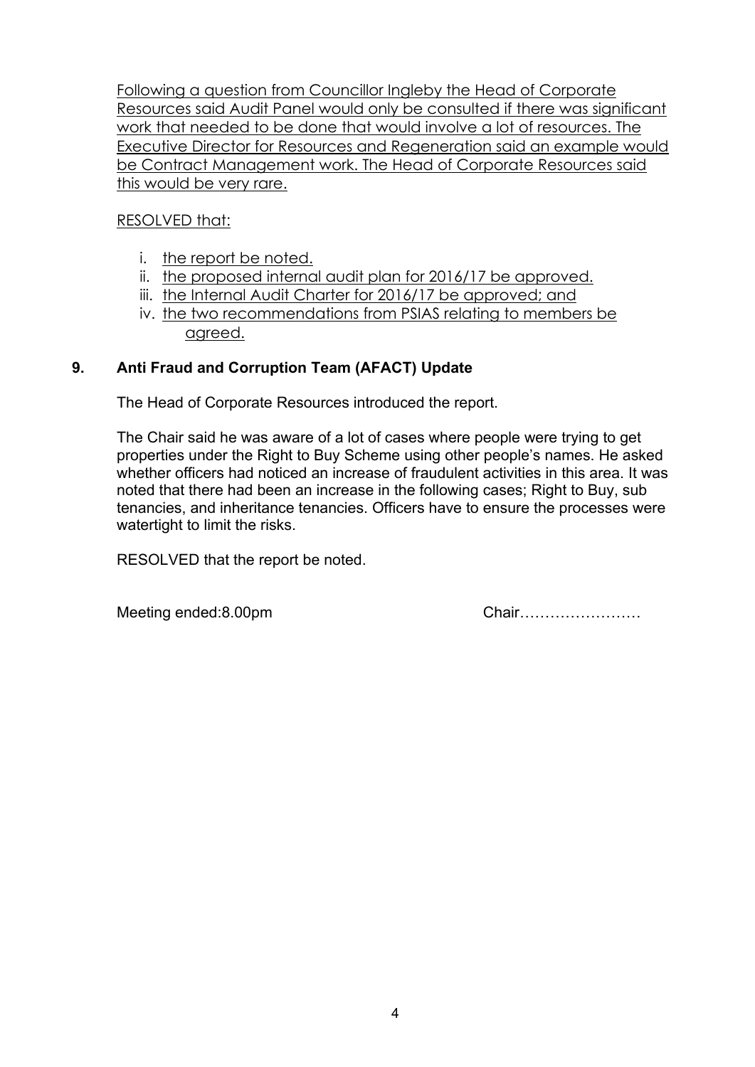Following a question from Councillor Ingleby the Head of Corporate Resources said Audit Panel would only be consulted if there was significant work that needed to be done that would involve a lot of resources. The Executive Director for Resources and Regeneration said an example would be Contract Management work. The Head of Corporate Resources said this would be very rare.

RESOLVED that:

i. the report be noted.
ii. the proposed internal audit plan for 2016/17 be approved.
iii. the Internal Audit Charter for 2016/17 be approved; and
iv. the two recommendations from PSIAS relating to members be agreed.

## 9. Anti Fraud and Corruption Team (AFACT) Update

The Head of Corporate Resources introduced the report.

The Chair said he was aware of a lot of cases where people were trying to get properties under the Right to Buy Scheme using other people's names. He asked whether officers had noticed an increase of fraudulent activities in this area. It was noted that there had been an increase in the following cases; Right to Buy, sub tenancies, and inheritance tenancies. Officers have to ensure the processes were watertight to limit the risks.

RESOLVED that the report be noted.

Meeting ended:8.00pm　　　　　　　　　　Chair……………………